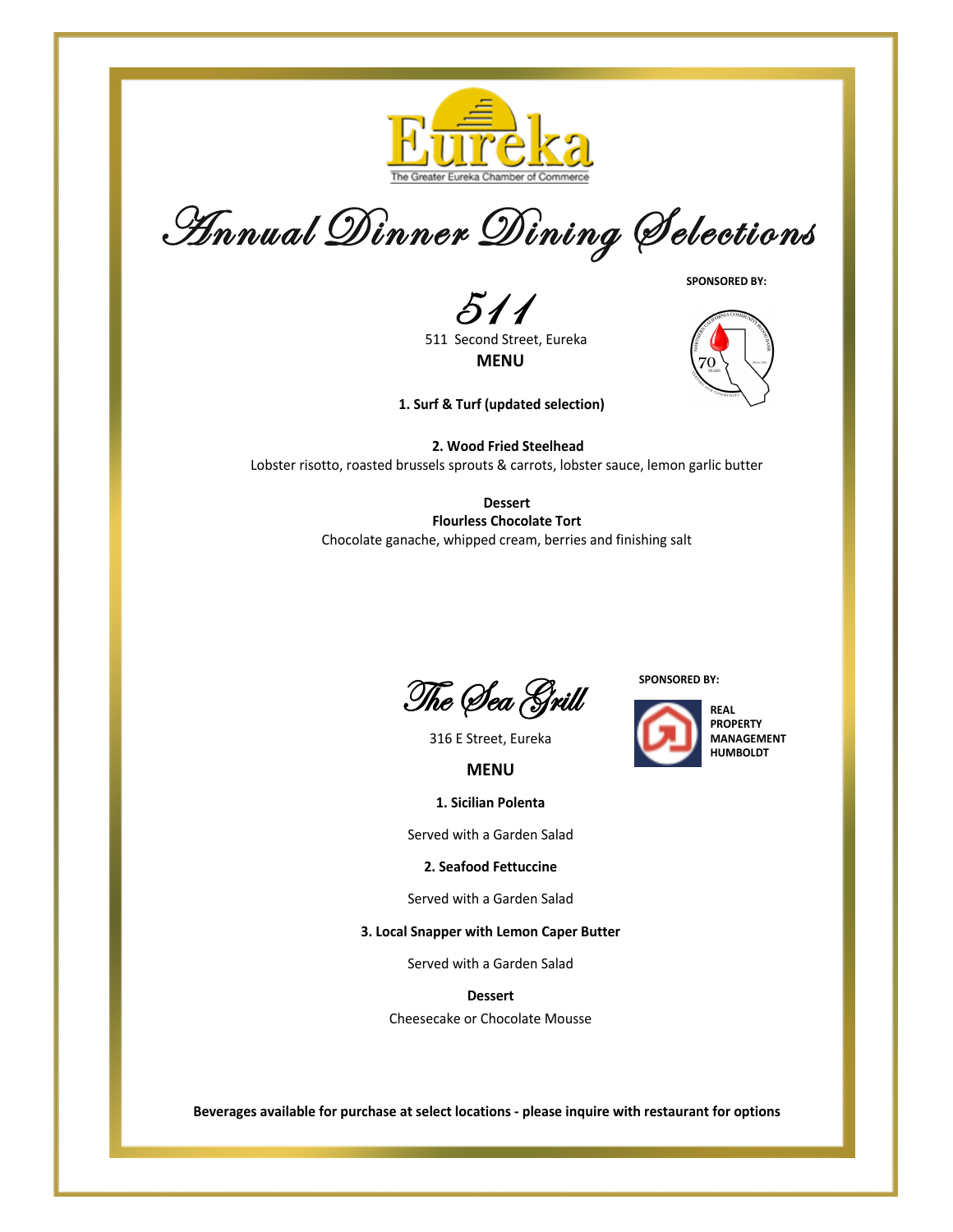Eureka

The Greater Eureka Chamber of Commerce

# Annual Dinner Dining Selections

SPONSORED BY:

## 511

511 Second Street, Eureka

**MENU**

**1. Surf & Turf (updated selection)**

**2. Wood Fried Steelhead**

Lobster risotto, roasted brussels sprouts & carrots, lobster sauce, lemon garlic butter

**Dessert**

**Flourless Chocolate Tort**

Chocolate ganache, whipped cream, berries and finishing salt

## The Sea Grill

SPONSORED BY:

**REAL PROPERTY MANAGEMENT HUMBOLDT**

316 E Street, Eureka

**MENU**

**1. Sicilian Polenta**

Served with a Garden Salad

**2. Seafood Fettuccine**

Served with a Garden Salad

**3. Local Snapper with Lemon Caper Butter**

Served with a Garden Salad

**Dessert**

Cheesecake or Chocolate Mousse

**Beverages available for purchase at select locations - please inquire with restaurant for options**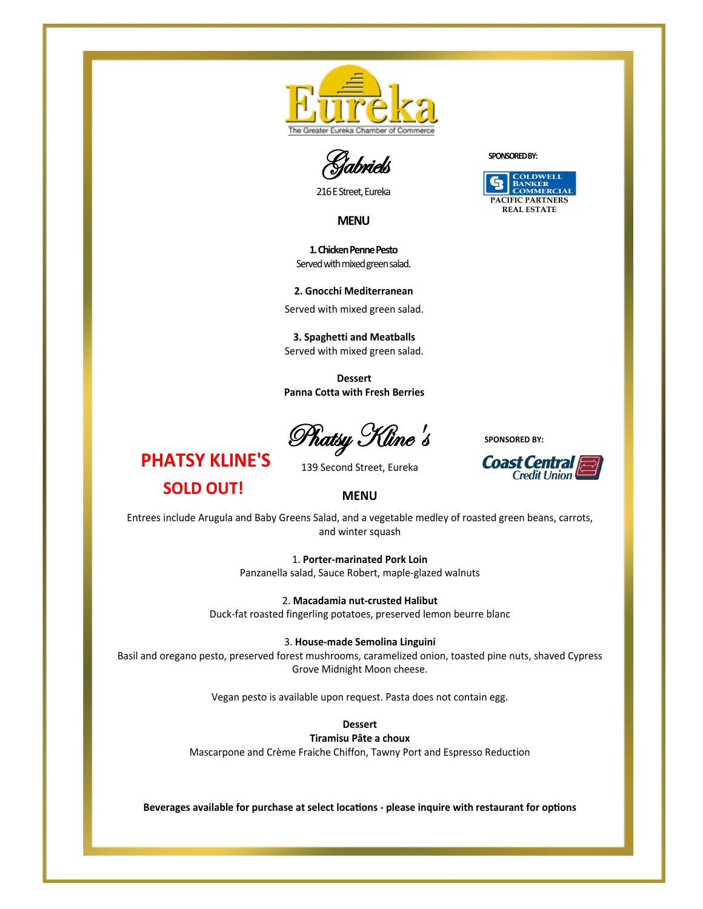Eureka

The Greater Eureka Chamber of Commerce

## Gabriels

216 E Street, Eureka

SPONSORED BY:

COLDWELL BANKER COMMERCIAL
PACIFIC PARTNERS REAL ESTATE

### MENU

**1. Chicken Penne Pesto**
Served with mixed green salad.

**2. Gnocchi Mediterranean**
Served with mixed green salad.

**3. Spaghetti and Meatballs**
Served with mixed green salad.

**Dessert**
**Panna Cotta with Fresh Berries**

## Phatsy Kline's

**PHATSY KLINE'S SOLD OUT!**

139 Second Street, Eureka

SPONSORED BY:

Coast Central Credit Union

### MENU

Entrees include Arugula and Baby Greens Salad, and a vegetable medley of roasted green beans, carrots, and winter squash

1. **Porter-marinated Pork Loin**
Panzanella salad, Sauce Robert, maple-glazed walnuts

2. **Macadamia nut-crusted Halibut**
Duck-fat roasted fingerling potatoes, preserved lemon beurre blanc

3. **House-made Semolina Linguini**
Basil and oregano pesto, preserved forest mushrooms, caramelized onion, toasted pine nuts, shaved Cypress Grove Midnight Moon cheese.

Vegan pesto is available upon request. Pasta does not contain egg.

**Dessert**
**Tiramisu Pâte a choux**
Mascarpone and Crème Fraiche Chiffon, Tawny Port and Espresso Reduction

**Beverages available for purchase at select locations - please inquire with restaurant for options**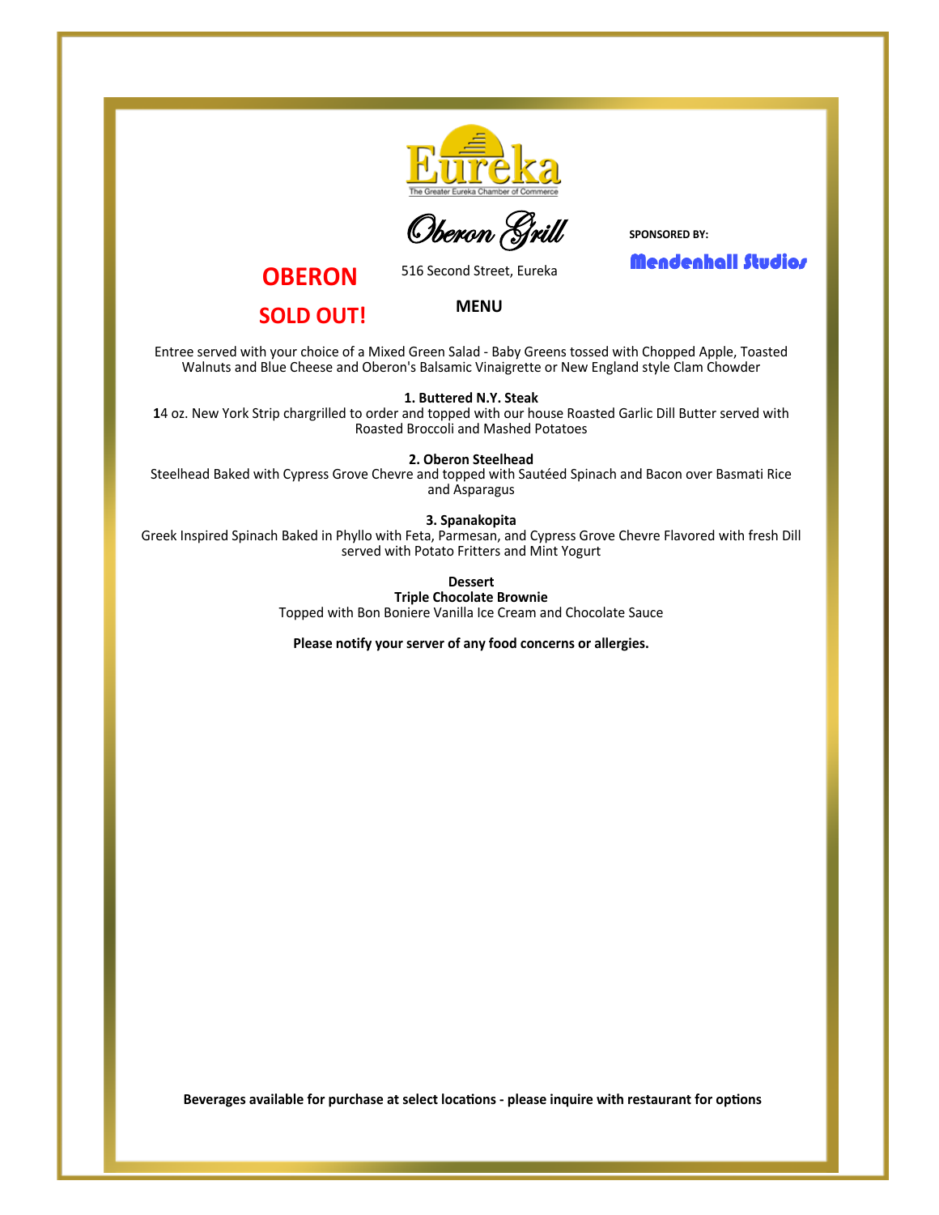Eureka

The Greater Eureka Chamber of Commerce

# Oberon Grill

516 Second Street, Eureka

SPONSORED BY:

Mendenhall Studios

**OBERON**

**SOLD OUT!**

## MENU

Entree served with your choice of a Mixed Green Salad - Baby Greens tossed with Chopped Apple, Toasted Walnuts and Blue Cheese and Oberon's Balsamic Vinaigrette or New England style Clam Chowder

**1. Buttered N.Y. Steak**
**1**4 oz. New York Strip chargrilled to order and topped with our house Roasted Garlic Dill Butter served with Roasted Broccoli and Mashed Potatoes

**2. Oberon Steelhead**
Steelhead Baked with Cypress Grove Chevre and topped with Sautéed Spinach and Bacon over Basmati Rice and Asparagus

**3. Spanakopita**
Greek Inspired Spinach Baked in Phyllo with Feta, Parmesan, and Cypress Grove Chevre Flavored with fresh Dill served with Potato Fritters and Mint Yogurt

**Dessert**
**Triple Chocolate Brownie**
Topped with Bon Boniere Vanilla Ice Cream and Chocolate Sauce

**Please notify your server of any food concerns or allergies.**

**Beverages available for purchase at select locations - please inquire with restaurant for options**